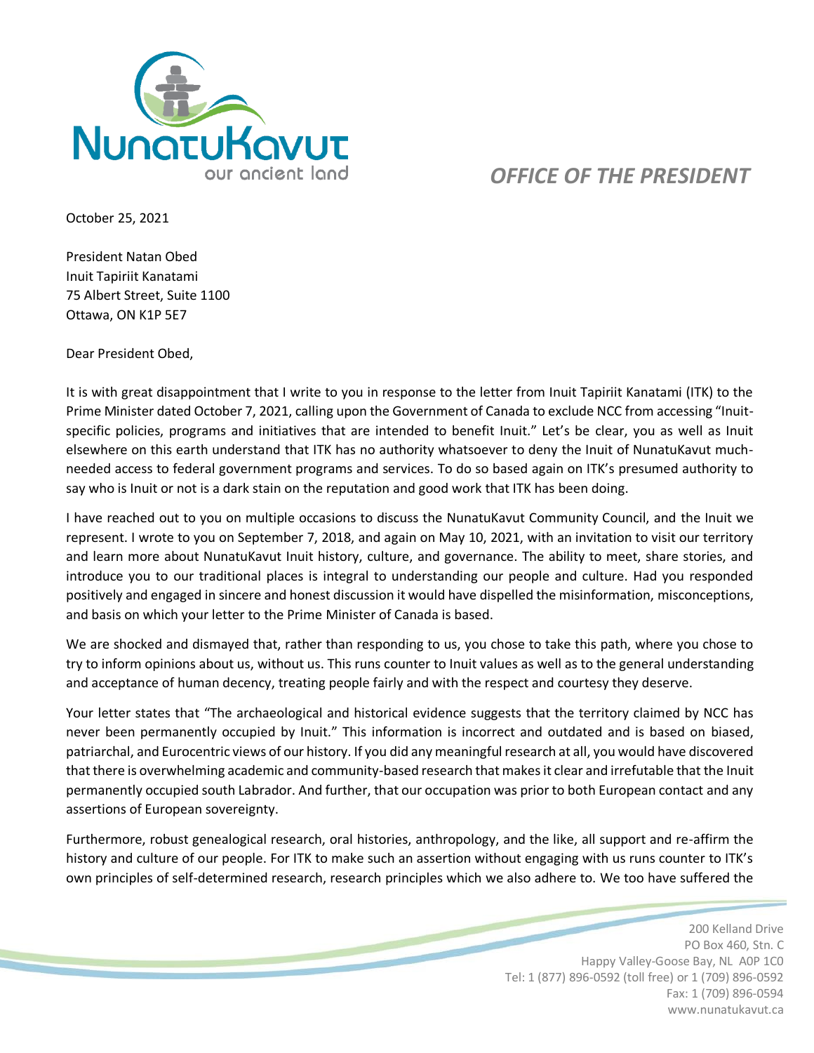NunatuKavut
our ancient land

*OFFICE OF THE PRESIDENT*

October 25, 2021

President Natan Obed
Inuit Tapiriit Kanatami
75 Albert Street, Suite 1100
Ottawa, ON K1P 5E7

Dear President Obed,

It is with great disappointment that I write to you in response to the letter from Inuit Tapiriit Kanatami (ITK) to the Prime Minister dated October 7, 2021, calling upon the Government of Canada to exclude NCC from accessing "Inuit-specific policies, programs and initiatives that are intended to benefit Inuit." Let's be clear, you as well as Inuit elsewhere on this earth understand that ITK has no authority whatsoever to deny the Inuit of NunatuKavut much-needed access to federal government programs and services. To do so based again on ITK's presumed authority to say who is Inuit or not is a dark stain on the reputation and good work that ITK has been doing.

I have reached out to you on multiple occasions to discuss the NunatuKavut Community Council, and the Inuit we represent. I wrote to you on September 7, 2018, and again on May 10, 2021, with an invitation to visit our territory and learn more about NunatuKavut Inuit history, culture, and governance. The ability to meet, share stories, and introduce you to our traditional places is integral to understanding our people and culture. Had you responded positively and engaged in sincere and honest discussion it would have dispelled the misinformation, misconceptions, and basis on which your letter to the Prime Minister of Canada is based.

We are shocked and dismayed that, rather than responding to us, you chose to take this path, where you chose to try to inform opinions about us, without us. This runs counter to Inuit values as well as to the general understanding and acceptance of human decency, treating people fairly and with the respect and courtesy they deserve.

Your letter states that "The archaeological and historical evidence suggests that the territory claimed by NCC has never been permanently occupied by Inuit." This information is incorrect and outdated and is based on biased, patriarchal, and Eurocentric views of our history. If you did any meaningful research at all, you would have discovered that there is overwhelming academic and community-based research that makes it clear and irrefutable that the Inuit permanently occupied south Labrador. And further, that our occupation was prior to both European contact and any assertions of European sovereignty.

Furthermore, robust genealogical research, oral histories, anthropology, and the like, all support and re-affirm the history and culture of our people. For ITK to make such an assertion without engaging with us runs counter to ITK's own principles of self-determined research, research principles which we also adhere to. We too have suffered the

200 Kelland Drive
PO Box 460, Stn. C
Happy Valley-Goose Bay, NL A0P 1C0
Tel: 1 (877) 896-0592 (toll free) or 1 (709) 896-0592
Fax: 1 (709) 896-0594
www.nunatukavut.ca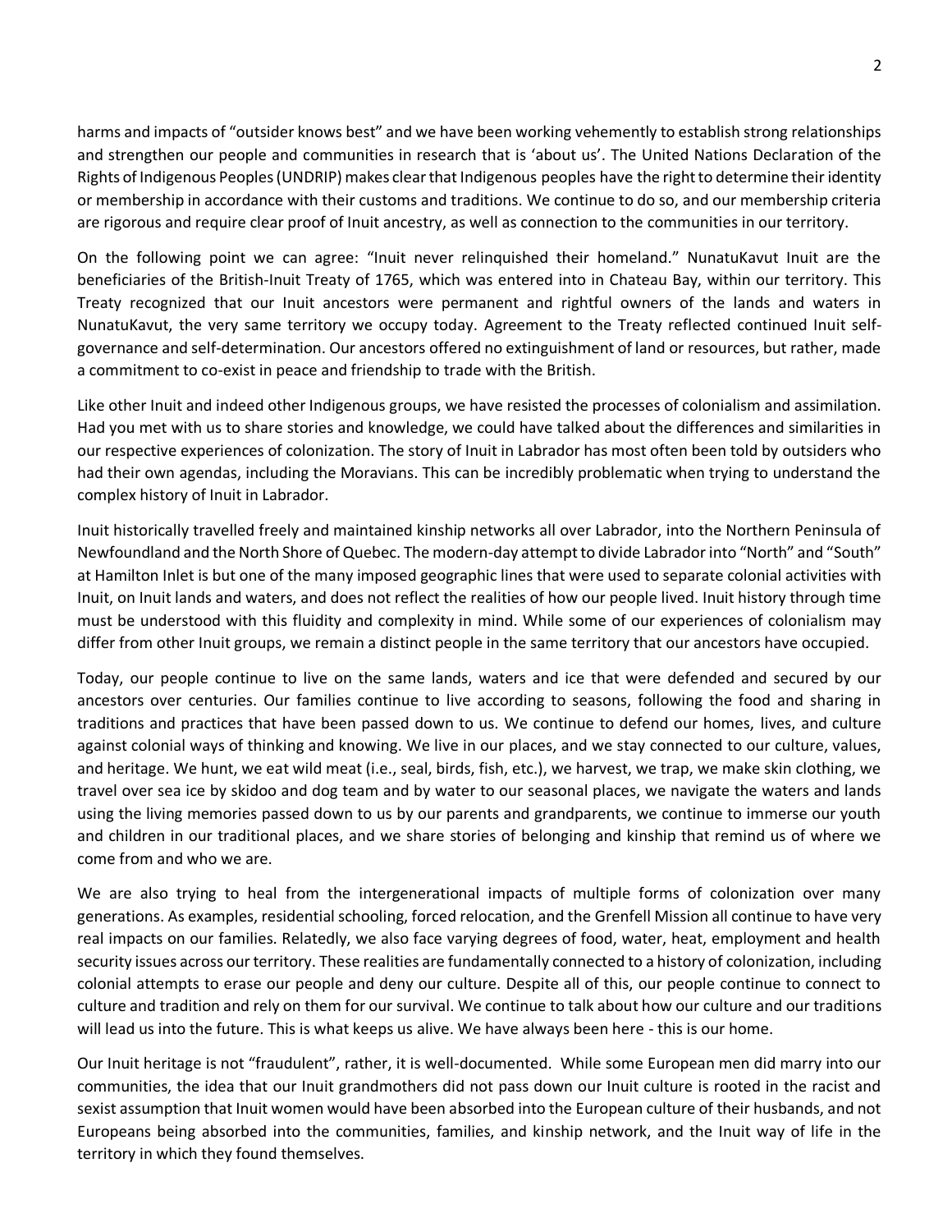harms and impacts of "outsider knows best" and we have been working vehemently to establish strong relationships and strengthen our people and communities in research that is 'about us'. The United Nations Declaration of the Rights of Indigenous Peoples (UNDRIP) makes clear that Indigenous peoples have the right to determine their identity or membership in accordance with their customs and traditions. We continue to do so, and our membership criteria are rigorous and require clear proof of Inuit ancestry, as well as connection to the communities in our territory.

On the following point we can agree: "Inuit never relinquished their homeland." NunatuKavut Inuit are the beneficiaries of the British-Inuit Treaty of 1765, which was entered into in Chateau Bay, within our territory. This Treaty recognized that our Inuit ancestors were permanent and rightful owners of the lands and waters in NunatuKavut, the very same territory we occupy today. Agreement to the Treaty reflected continued Inuit self-governance and self-determination. Our ancestors offered no extinguishment of land or resources, but rather, made a commitment to co-exist in peace and friendship to trade with the British.

Like other Inuit and indeed other Indigenous groups, we have resisted the processes of colonialism and assimilation. Had you met with us to share stories and knowledge, we could have talked about the differences and similarities in our respective experiences of colonization. The story of Inuit in Labrador has most often been told by outsiders who had their own agendas, including the Moravians. This can be incredibly problematic when trying to understand the complex history of Inuit in Labrador.

Inuit historically travelled freely and maintained kinship networks all over Labrador, into the Northern Peninsula of Newfoundland and the North Shore of Quebec. The modern-day attempt to divide Labrador into "North" and "South" at Hamilton Inlet is but one of the many imposed geographic lines that were used to separate colonial activities with Inuit, on Inuit lands and waters, and does not reflect the realities of how our people lived. Inuit history through time must be understood with this fluidity and complexity in mind. While some of our experiences of colonialism may differ from other Inuit groups, we remain a distinct people in the same territory that our ancestors have occupied.

Today, our people continue to live on the same lands, waters and ice that were defended and secured by our ancestors over centuries. Our families continue to live according to seasons, following the food and sharing in traditions and practices that have been passed down to us. We continue to defend our homes, lives, and culture against colonial ways of thinking and knowing. We live in our places, and we stay connected to our culture, values, and heritage. We hunt, we eat wild meat (i.e., seal, birds, fish, etc.), we harvest, we trap, we make skin clothing, we travel over sea ice by skidoo and dog team and by water to our seasonal places, we navigate the waters and lands using the living memories passed down to us by our parents and grandparents, we continue to immerse our youth and children in our traditional places, and we share stories of belonging and kinship that remind us of where we come from and who we are.

We are also trying to heal from the intergenerational impacts of multiple forms of colonization over many generations. As examples, residential schooling, forced relocation, and the Grenfell Mission all continue to have very real impacts on our families. Relatedly, we also face varying degrees of food, water, heat, employment and health security issues across our territory. These realities are fundamentally connected to a history of colonization, including colonial attempts to erase our people and deny our culture. Despite all of this, our people continue to connect to culture and tradition and rely on them for our survival. We continue to talk about how our culture and our traditions will lead us into the future. This is what keeps us alive. We have always been here - this is our home.

Our Inuit heritage is not "fraudulent", rather, it is well-documented. While some European men did marry into our communities, the idea that our Inuit grandmothers did not pass down our Inuit culture is rooted in the racist and sexist assumption that Inuit women would have been absorbed into the European culture of their husbands, and not Europeans being absorbed into the communities, families, and kinship network, and the Inuit way of life in the territory in which they found themselves.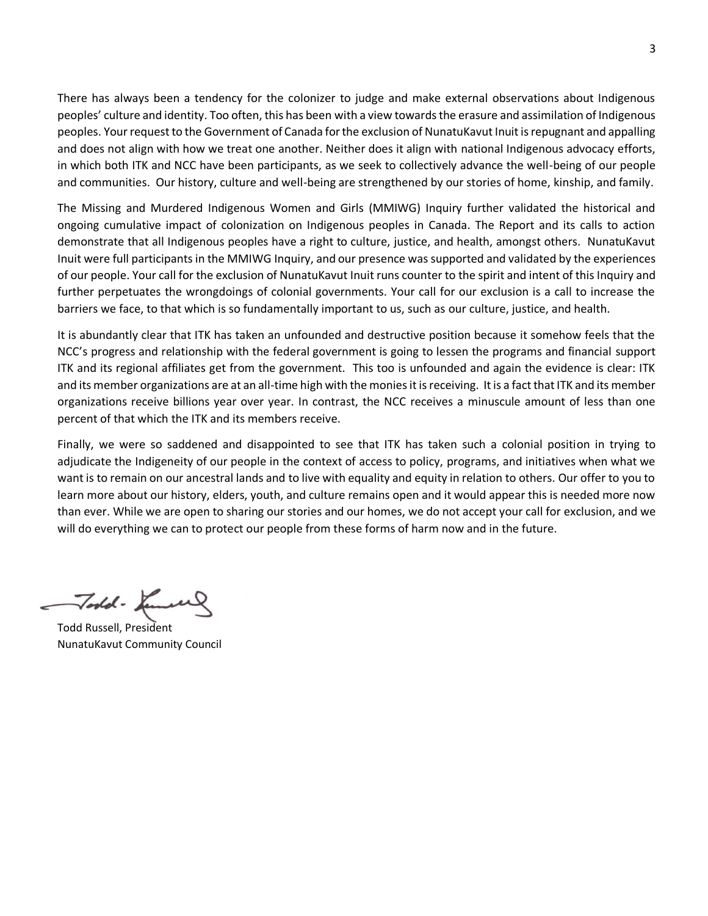There has always been a tendency for the colonizer to judge and make external observations about Indigenous peoples' culture and identity. Too often, this has been with a view towards the erasure and assimilation of Indigenous peoples. Your request to the Government of Canada for the exclusion of NunatuKavut Inuit is repugnant and appalling and does not align with how we treat one another. Neither does it align with national Indigenous advocacy efforts, in which both ITK and NCC have been participants, as we seek to collectively advance the well-being of our people and communities. Our history, culture and well-being are strengthened by our stories of home, kinship, and family.

The Missing and Murdered Indigenous Women and Girls (MMIWG) Inquiry further validated the historical and ongoing cumulative impact of colonization on Indigenous peoples in Canada. The Report and its calls to action demonstrate that all Indigenous peoples have a right to culture, justice, and health, amongst others. NunatuKavut Inuit were full participants in the MMIWG Inquiry, and our presence was supported and validated by the experiences of our people. Your call for the exclusion of NunatuKavut Inuit runs counter to the spirit and intent of this Inquiry and further perpetuates the wrongdoings of colonial governments. Your call for our exclusion is a call to increase the barriers we face, to that which is so fundamentally important to us, such as our culture, justice, and health.

It is abundantly clear that ITK has taken an unfounded and destructive position because it somehow feels that the NCC's progress and relationship with the federal government is going to lessen the programs and financial support ITK and its regional affiliates get from the government. This too is unfounded and again the evidence is clear: ITK and its member organizations are at an all-time high with the monies it is receiving. It is a fact that ITK and its member organizations receive billions year over year. In contrast, the NCC receives a minuscule amount of less than one percent of that which the ITK and its members receive.

Finally, we were so saddened and disappointed to see that ITK has taken such a colonial position in trying to adjudicate the Indigeneity of our people in the context of access to policy, programs, and initiatives when what we want is to remain on our ancestral lands and to live with equality and equity in relation to others. Our offer to you to learn more about our history, elders, youth, and culture remains open and it would appear this is needed more now than ever. While we are open to sharing our stories and our homes, we do not accept your call for exclusion, and we will do everything we can to protect our people from these forms of harm now and in the future.

Todd Russell, President
NunatuKavut Community Council